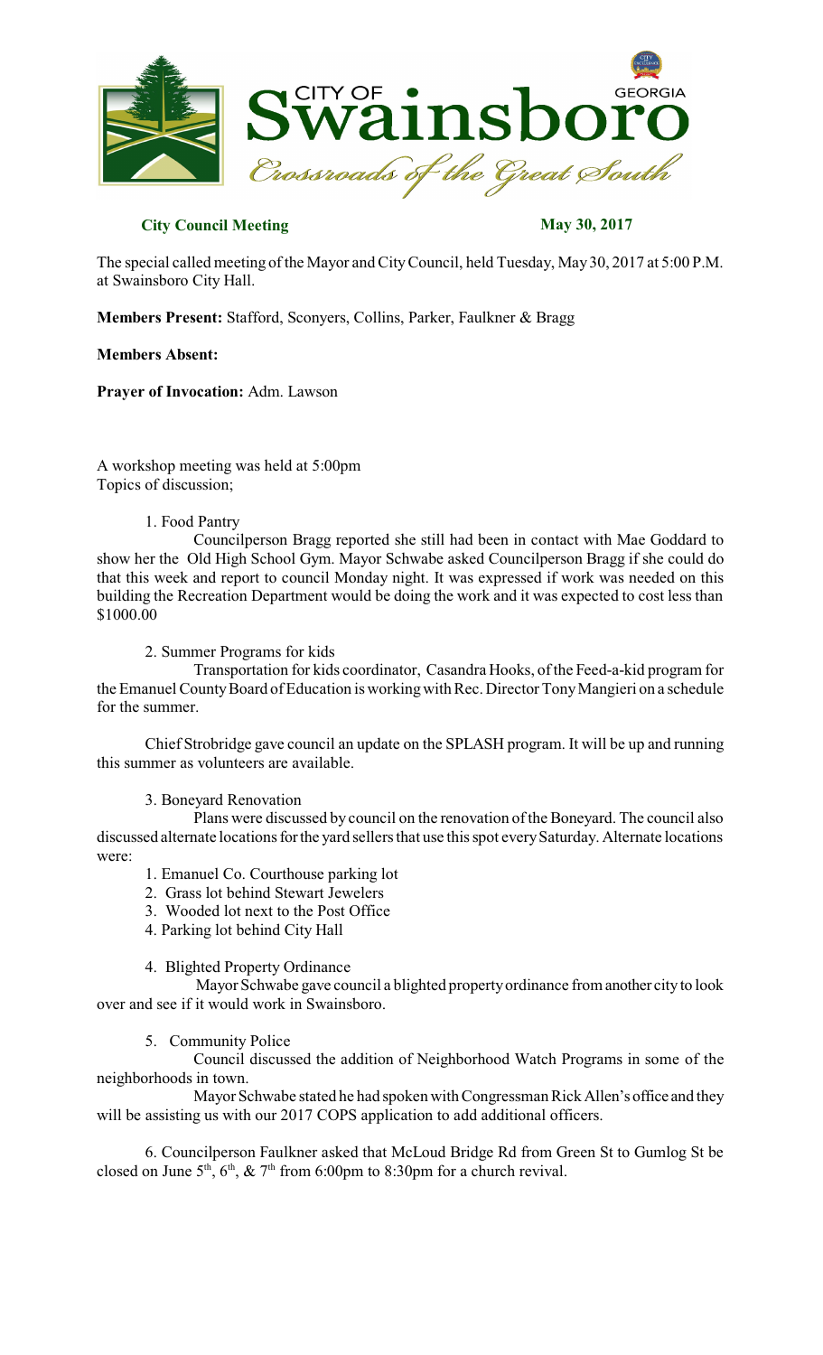**City Council Meeting** **May 30, 2017**

The special called meeting of the Mayor and City Council, held Tuesday, May 30, 2017 at 5:00 P.M. at Swainsboro City Hall.

**Members Present:** Stafford, Sconyers, Collins, Parker, Faulkner & Bragg

**Members Absent:**

**Prayer of Invocation:** Adm. Lawson

A workshop meeting was held at 5:00pm
Topics of discussion;

1. Food Pantry

Councilperson Bragg reported she still had been in contact with Mae Goddard to show her the Old High School Gym. Mayor Schwabe asked Councilperson Bragg if she could do that this week and report to council Monday night. It was expressed if work was needed on this building the Recreation Department would be doing the work and it was expected to cost less than $1000.00

2. Summer Programs for kids

Transportation for kids coordinator, Casandra Hooks, of the Feed-a-kid program for the Emanuel County Board of Education is working with Rec. Director Tony Mangieri on a schedule for the summer.

Chief Strobridge gave council an update on the SPLASH program. It will be up and running this summer as volunteers are available.

3. Boneyard Renovation

Plans were discussed by council on the renovation of the Boneyard. The council also discussed alternate locations for the yard sellers that use this spot every Saturday. Alternate locations were:

1. Emanuel Co. Courthouse parking lot
2. Grass lot behind Stewart Jewelers
3. Wooded lot next to the Post Office
4. Parking lot behind City Hall

4. Blighted Property Ordinance

Mayor Schwabe gave council a blighted property ordinance from another city to look over and see if it would work in Swainsboro.

5. Community Police

Council discussed the addition of Neighborhood Watch Programs in some of the neighborhoods in town.

Mayor Schwabe stated he had spoken with Congressman Rick Allen's office and they will be assisting us with our 2017 COPS application to add additional officers.

6. Councilperson Faulkner asked that McLoud Bridge Rd from Green St to Gumlog St be closed on June 5th, 6th, & 7th from 6:00pm to 8:30pm for a church revival.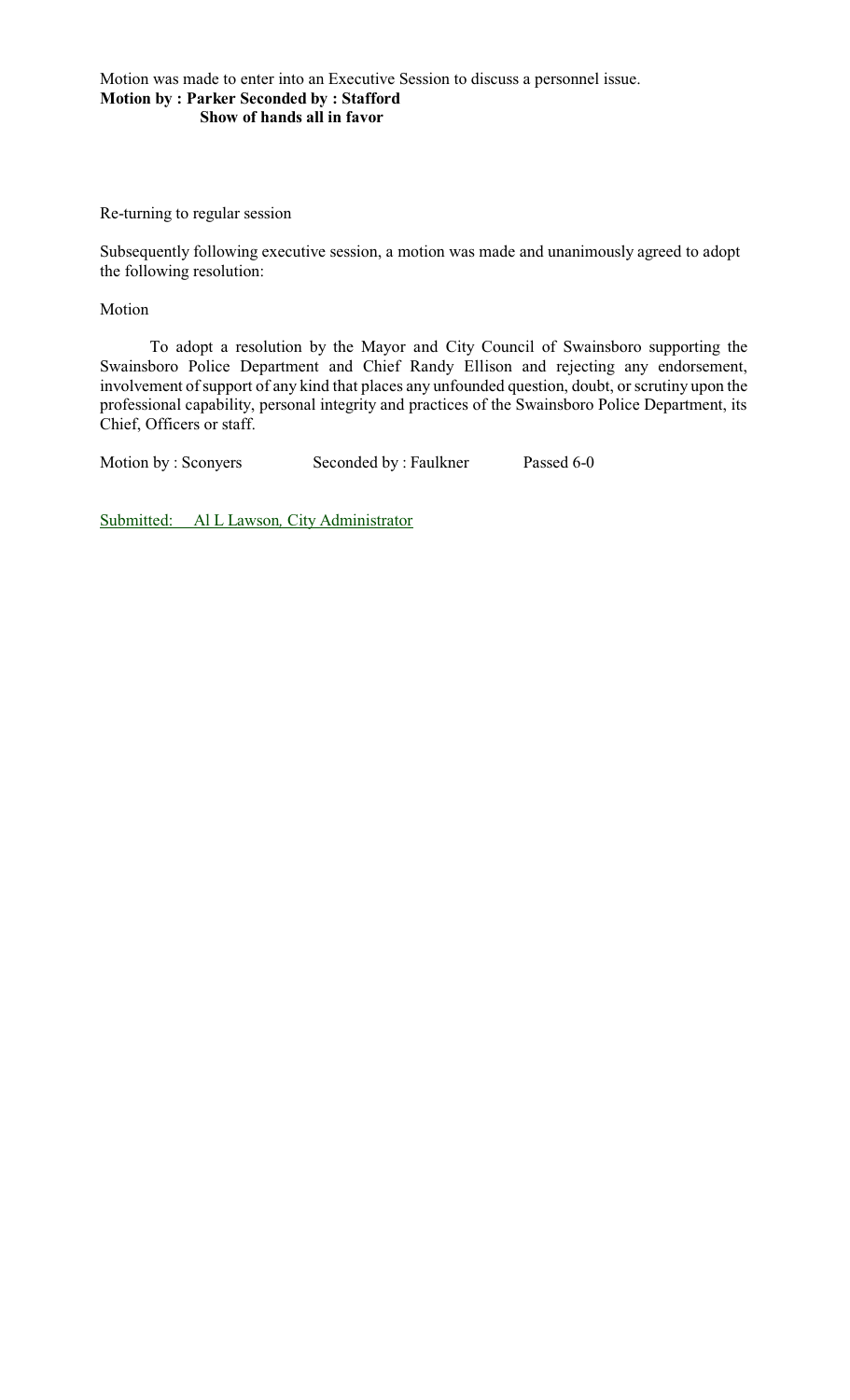Motion was made to enter into an Executive Session to discuss a personnel issue.

**Motion by : Parker Seconded by : Stafford**

**Show of hands all in favor**

Re-turning to regular session

Subsequently following executive session, a motion was made and unanimously agreed to adopt the following resolution:

Motion

To adopt a resolution by the Mayor and City Council of Swainsboro supporting the Swainsboro Police Department and Chief Randy Ellison and rejecting any endorsement, involvement of support of any kind that places any unfounded question, doubt, or scrutiny upon the professional capability, personal integrity and practices of the Swainsboro Police Department, its Chief, Officers or staff.

Motion by : Sconyers Seconded by : Faulkner Passed 6-0

Submitted: Al L Lawson, City Administrator